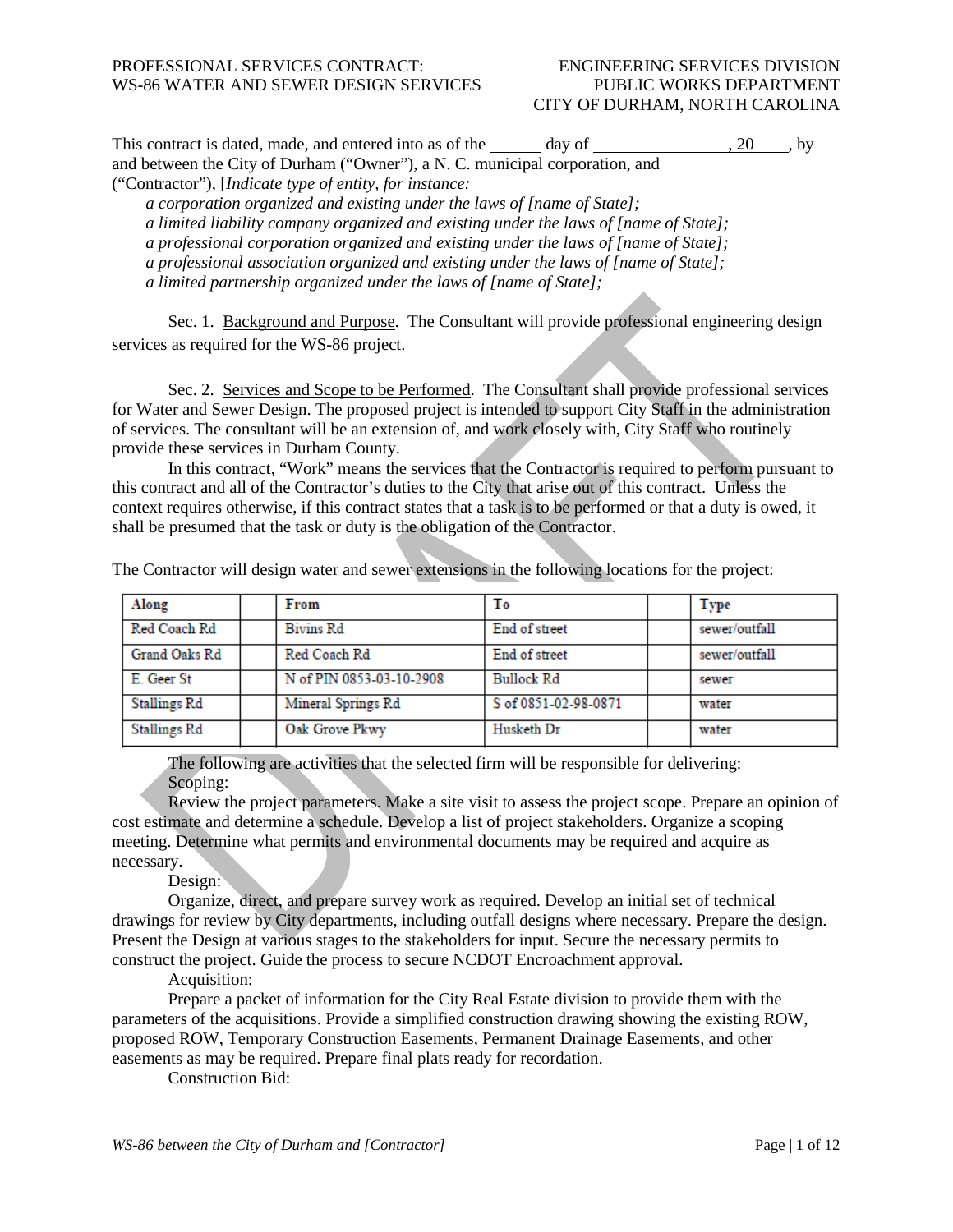PROFESSIONAL SERVICES CONTRACT: WS-86 WATER AND SEWER DESIGN SERVICES

ENGINEERING SERVICES DIVISION
PUBLIC WORKS DEPARTMENT
CITY OF DURHAM, NORTH CAROLINA

This contract is dated, made, and entered into as of the ______ day of ________________, 20____, by and between the City of Durham ("Owner"), a N. C. municipal corporation, and ____________________ ("Contractor"), [*Indicate type of entity, for instance:*

*a corporation organized and existing under the laws of [name of State];*
*a limited liability company organized and existing under the laws of [name of State];*
*a professional corporation organized and existing under the laws of [name of State];*
*a professional association organized and existing under the laws of [name of State];*
*a limited partnership organized under the laws of [name of State];*

Sec. 1. Background and Purpose. The Consultant will provide professional engineering design services as required for the WS-86 project.

Sec. 2. Services and Scope to be Performed. The Consultant shall provide professional services for Water and Sewer Design. The proposed project is intended to support City Staff in the administration of services. The consultant will be an extension of, and work closely with, City Staff who routinely provide these services in Durham County.

In this contract, "Work" means the services that the Contractor is required to perform pursuant to this contract and all of the Contractor's duties to the City that arise out of this contract. Unless the context requires otherwise, if this contract states that a task is to be performed or that a duty is owed, it shall be presumed that the task or duty is the obligation of the Contractor.

The Contractor will design water and sewer extensions in the following locations for the project:

| Along | | From | To | | Type |
|---|---|---|---|---|---|
| Red Coach Rd | | Bivins Rd | End of street | | sewer/outfall |
| Grand Oaks Rd | | Red Coach Rd | End of street | | sewer/outfall |
| E. Geer St | | N of PIN 0853-03-10-2908 | Bullock Rd | | sewer |
| Stallings Rd | | Mineral Springs Rd | S of 0851-02-98-0871 | | water |
| Stallings Rd | | Oak Grove Pkwy | Husketh Dr | | water |

The following are activities that the selected firm will be responsible for delivering:

Scoping:

Review the project parameters. Make a site visit to assess the project scope. Prepare an opinion of cost estimate and determine a schedule. Develop a list of project stakeholders. Organize a scoping meeting. Determine what permits and environmental documents may be required and acquire as necessary.

Design:

Organize, direct, and prepare survey work as required. Develop an initial set of technical drawings for review by City departments, including outfall designs where necessary. Prepare the design. Present the Design at various stages to the stakeholders for input. Secure the necessary permits to construct the project. Guide the process to secure NCDOT Encroachment approval.

Acquisition:

Prepare a packet of information for the City Real Estate division to provide them with the parameters of the acquisitions. Provide a simplified construction drawing showing the existing ROW, proposed ROW, Temporary Construction Easements, Permanent Drainage Easements, and other easements as may be required. Prepare final plats ready for recordation.

Construction Bid: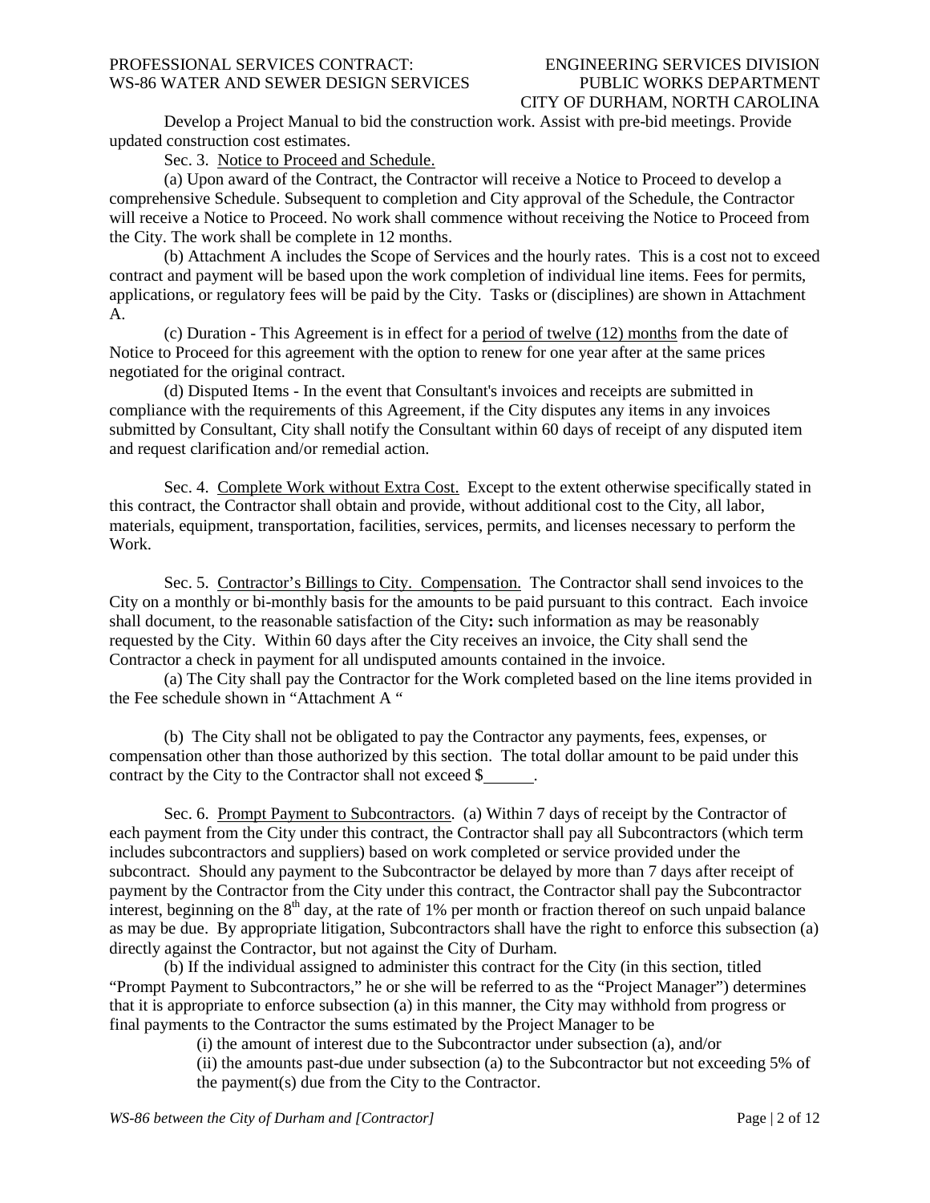Develop a Project Manual to bid the construction work. Assist with pre-bid meetings. Provide updated construction cost estimates.

Sec. 3. Notice to Proceed and Schedule.

(a) Upon award of the Contract, the Contractor will receive a Notice to Proceed to develop a comprehensive Schedule. Subsequent to completion and City approval of the Schedule, the Contractor will receive a Notice to Proceed. No work shall commence without receiving the Notice to Proceed from the City. The work shall be complete in 12 months.

(b) Attachment A includes the Scope of Services and the hourly rates. This is a cost not to exceed contract and payment will be based upon the work completion of individual line items. Fees for permits, applications, or regulatory fees will be paid by the City. Tasks or (disciplines) are shown in Attachment A.

(c) Duration - This Agreement is in effect for a period of twelve (12) months from the date of Notice to Proceed for this agreement with the option to renew for one year after at the same prices negotiated for the original contract.

(d) Disputed Items - In the event that Consultant's invoices and receipts are submitted in compliance with the requirements of this Agreement, if the City disputes any items in any invoices submitted by Consultant, City shall notify the Consultant within 60 days of receipt of any disputed item and request clarification and/or remedial action.

Sec. 4. Complete Work without Extra Cost. Except to the extent otherwise specifically stated in this contract, the Contractor shall obtain and provide, without additional cost to the City, all labor, materials, equipment, transportation, facilities, services, permits, and licenses necessary to perform the Work.

Sec. 5. Contractor's Billings to City. Compensation. The Contractor shall send invoices to the City on a monthly or bi-monthly basis for the amounts to be paid pursuant to this contract. Each invoice shall document, to the reasonable satisfaction of the City**:** such information as may be reasonably requested by the City. Within 60 days after the City receives an invoice, the City shall send the Contractor a check in payment for all undisputed amounts contained in the invoice.

(a) The City shall pay the Contractor for the Work completed based on the line items provided in the Fee schedule shown in "Attachment A "

(b) The City shall not be obligated to pay the Contractor any payments, fees, expenses, or compensation other than those authorized by this section. The total dollar amount to be paid under this contract by the City to the Contractor shall not exceed $______.

Sec. 6. Prompt Payment to Subcontractors. (a) Within 7 days of receipt by the Contractor of each payment from the City under this contract, the Contractor shall pay all Subcontractors (which term includes subcontractors and suppliers) based on work completed or service provided under the subcontract. Should any payment to the Subcontractor be delayed by more than 7 days after receipt of payment by the Contractor from the City under this contract, the Contractor shall pay the Subcontractor interest, beginning on the 8th day, at the rate of 1% per month or fraction thereof on such unpaid balance as may be due. By appropriate litigation, Subcontractors shall have the right to enforce this subsection (a) directly against the Contractor, but not against the City of Durham.

(b) If the individual assigned to administer this contract for the City (in this section, titled "Prompt Payment to Subcontractors," he or she will be referred to as the "Project Manager") determines that it is appropriate to enforce subsection (a) in this manner, the City may withhold from progress or final payments to the Contractor the sums estimated by the Project Manager to be

(i) the amount of interest due to the Subcontractor under subsection (a), and/or

(ii) the amounts past-due under subsection (a) to the Subcontractor but not exceeding 5% of the payment(s) due from the City to the Contractor.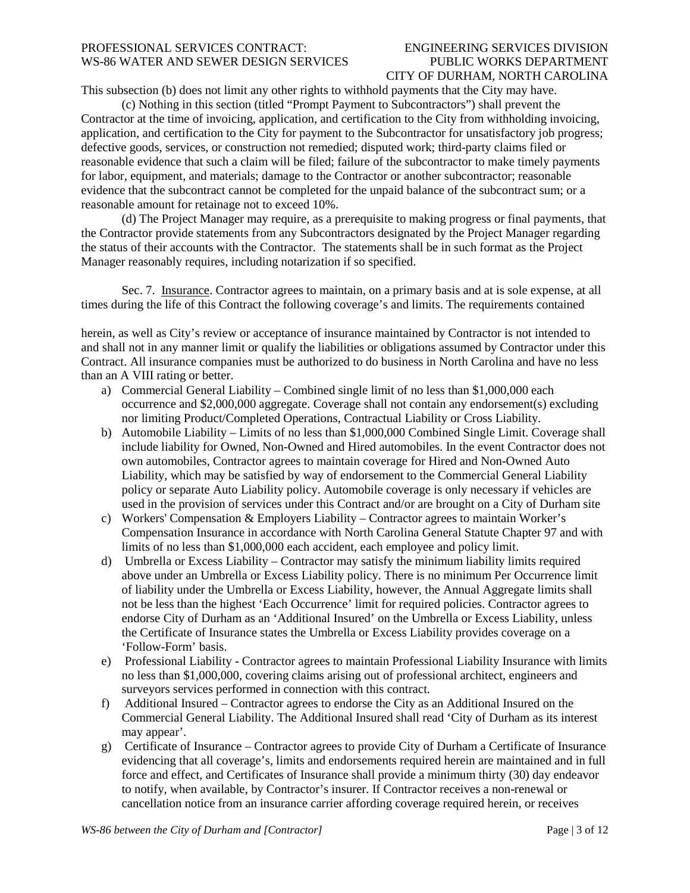This subsection (b) does not limit any other rights to withhold payments that the City may have.

(c) Nothing in this section (titled "Prompt Payment to Subcontractors") shall prevent the Contractor at the time of invoicing, application, and certification to the City from withholding invoicing, application, and certification to the City for payment to the Subcontractor for unsatisfactory job progress; defective goods, services, or construction not remedied; disputed work; third-party claims filed or reasonable evidence that such a claim will be filed; failure of the subcontractor to make timely payments for labor, equipment, and materials; damage to the Contractor or another subcontractor; reasonable evidence that the subcontract cannot be completed for the unpaid balance of the subcontract sum; or a reasonable amount for retainage not to exceed 10%.

(d) The Project Manager may require, as a prerequisite to making progress or final payments, that the Contractor provide statements from any Subcontractors designated by the Project Manager regarding the status of their accounts with the Contractor. The statements shall be in such format as the Project Manager reasonably requires, including notarization if so specified.

Sec. 7. Insurance. Contractor agrees to maintain, on a primary basis and at is sole expense, at all times during the life of this Contract the following coverage's and limits. The requirements contained herein, as well as City's review or acceptance of insurance maintained by Contractor is not intended to and shall not in any manner limit or qualify the liabilities or obligations assumed by Contractor under this Contract. All insurance companies must be authorized to do business in North Carolina and have no less than an A VIII rating or better.

a) Commercial General Liability – Combined single limit of no less than $1,000,000 each occurrence and $2,000,000 aggregate. Coverage shall not contain any endorsement(s) excluding nor limiting Product/Completed Operations, Contractual Liability or Cross Liability.
b) Automobile Liability – Limits of no less than $1,000,000 Combined Single Limit. Coverage shall include liability for Owned, Non-Owned and Hired automobiles. In the event Contractor does not own automobiles, Contractor agrees to maintain coverage for Hired and Non-Owned Auto Liability, which may be satisfied by way of endorsement to the Commercial General Liability policy or separate Auto Liability policy. Automobile coverage is only necessary if vehicles are used in the provision of services under this Contract and/or are brought on a City of Durham site
c) Workers' Compensation & Employers Liability – Contractor agrees to maintain Worker's Compensation Insurance in accordance with North Carolina General Statute Chapter 97 and with limits of no less than $1,000,000 each accident, each employee and policy limit.
d) Umbrella or Excess Liability – Contractor may satisfy the minimum liability limits required above under an Umbrella or Excess Liability policy. There is no minimum Per Occurrence limit of liability under the Umbrella or Excess Liability, however, the Annual Aggregate limits shall not be less than the highest 'Each Occurrence' limit for required policies. Contractor agrees to endorse City of Durham as an 'Additional Insured' on the Umbrella or Excess Liability, unless the Certificate of Insurance states the Umbrella or Excess Liability provides coverage on a 'Follow-Form' basis.
e) Professional Liability - Contractor agrees to maintain Professional Liability Insurance with limits no less than $1,000,000, covering claims arising out of professional architect, engineers and surveyors services performed in connection with this contract.
f) Additional Insured – Contractor agrees to endorse the City as an Additional Insured on the Commercial General Liability. The Additional Insured shall read 'City of Durham as its interest may appear'.
g) Certificate of Insurance – Contractor agrees to provide City of Durham a Certificate of Insurance evidencing that all coverage's, limits and endorsements required herein are maintained and in full force and effect, and Certificates of Insurance shall provide a minimum thirty (30) day endeavor to notify, when available, by Contractor's insurer. If Contractor receives a non-renewal or cancellation notice from an insurance carrier affording coverage required herein, or receives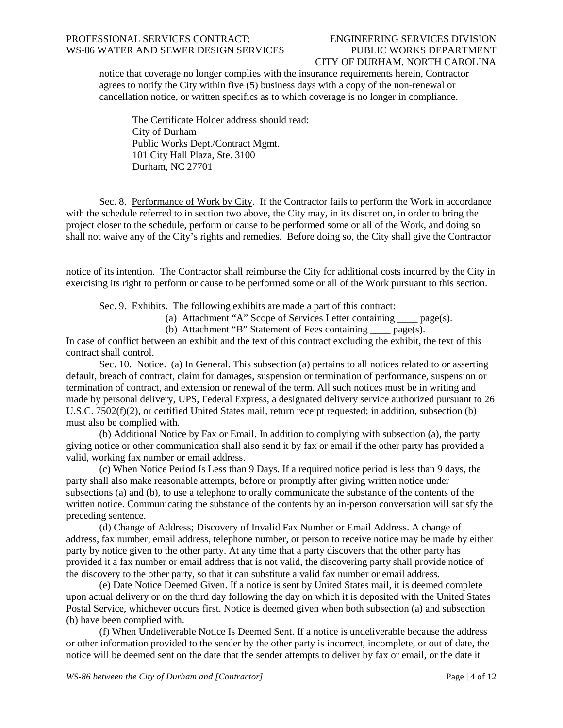notice that coverage no longer complies with the insurance requirements herein, Contractor agrees to notify the City within five (5) business days with a copy of the non-renewal or cancellation notice, or written specifics as to which coverage is no longer in compliance.

The Certificate Holder address should read:
City of Durham
Public Works Dept./Contract Mgmt.
101 City Hall Plaza, Ste. 3100
Durham, NC 27701

Sec. 8. Performance of Work by City. If the Contractor fails to perform the Work in accordance with the schedule referred to in section two above, the City may, in its discretion, in order to bring the project closer to the schedule, perform or cause to be performed some or all of the Work, and doing so shall not waive any of the City's rights and remedies. Before doing so, the City shall give the Contractor notice of its intention. The Contractor shall reimburse the City for additional costs incurred by the City in exercising its right to perform or cause to be performed some or all of the Work pursuant to this section.

Sec. 9. Exhibits. The following exhibits are made a part of this contract:

(a) Attachment "A" Scope of Services Letter containing ____ page(s).

(b) Attachment "B" Statement of Fees containing ____ page(s).

In case of conflict between an exhibit and the text of this contract excluding the exhibit, the text of this contract shall control.

Sec. 10. Notice. (a) In General. This subsection (a) pertains to all notices related to or asserting default, breach of contract, claim for damages, suspension or termination of performance, suspension or termination of contract, and extension or renewal of the term. All such notices must be in writing and made by personal delivery, UPS, Federal Express, a designated delivery service authorized pursuant to 26 U.S.C. 7502(f)(2), or certified United States mail, return receipt requested; in addition, subsection (b) must also be complied with.

(b) Additional Notice by Fax or Email. In addition to complying with subsection (a), the party giving notice or other communication shall also send it by fax or email if the other party has provided a valid, working fax number or email address.

(c) When Notice Period Is Less than 9 Days. If a required notice period is less than 9 days, the party shall also make reasonable attempts, before or promptly after giving written notice under subsections (a) and (b), to use a telephone to orally communicate the substance of the contents of the written notice. Communicating the substance of the contents by an in-person conversation will satisfy the preceding sentence.

(d) Change of Address; Discovery of Invalid Fax Number or Email Address. A change of address, fax number, email address, telephone number, or person to receive notice may be made by either party by notice given to the other party. At any time that a party discovers that the other party has provided it a fax number or email address that is not valid, the discovering party shall provide notice of the discovery to the other party, so that it can substitute a valid fax number or email address.

(e) Date Notice Deemed Given. If a notice is sent by United States mail, it is deemed complete upon actual delivery or on the third day following the day on which it is deposited with the United States Postal Service, whichever occurs first. Notice is deemed given when both subsection (a) and subsection (b) have been complied with.

(f) When Undeliverable Notice Is Deemed Sent. If a notice is undeliverable because the address or other information provided to the sender by the other party is incorrect, incomplete, or out of date, the notice will be deemed sent on the date that the sender attempts to deliver by fax or email, or the date it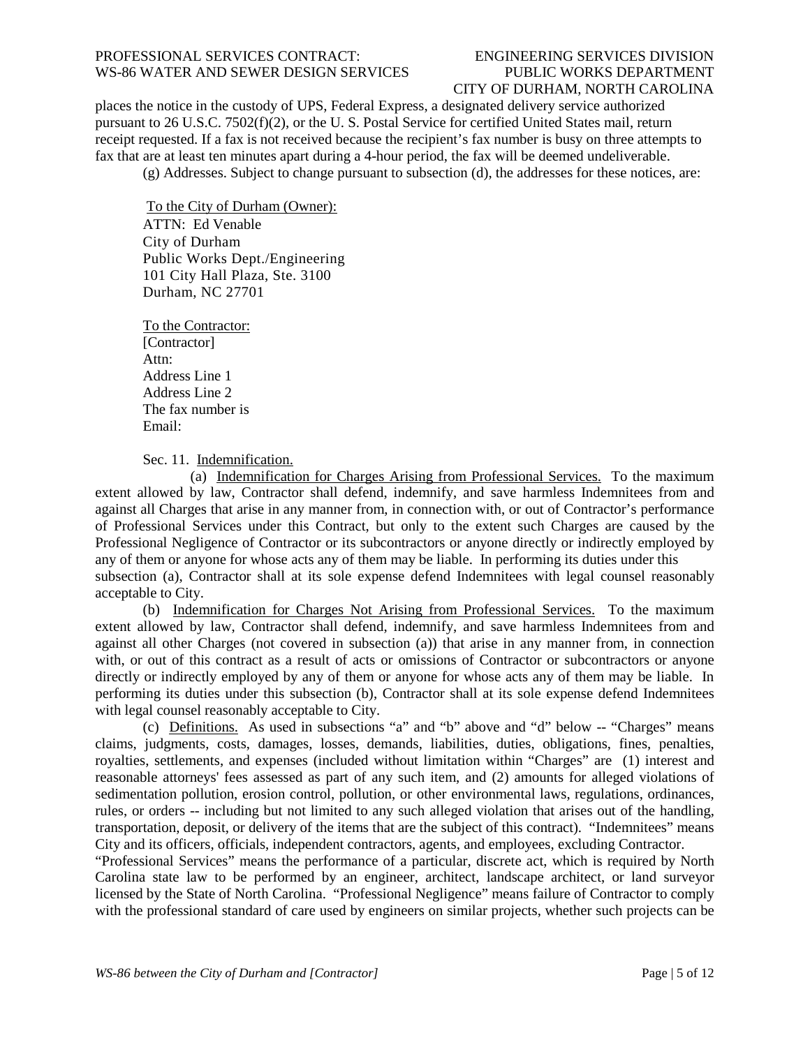places the notice in the custody of UPS, Federal Express, a designated delivery service authorized pursuant to 26 U.S.C. 7502(f)(2), or the U. S. Postal Service for certified United States mail, return receipt requested. If a fax is not received because the recipient's fax number is busy on three attempts to fax that are at least ten minutes apart during a 4-hour period, the fax will be deemed undeliverable.

(g) Addresses. Subject to change pursuant to subsection (d), the addresses for these notices, are:

To the City of Durham (Owner):
ATTN: Ed Venable
City of Durham
Public Works Dept./Engineering
101 City Hall Plaza, Ste. 3100
Durham, NC 27701

To the Contractor:
[Contractor]
Attn:
Address Line 1
Address Line 2
The fax number is
Email:

Sec. 11. Indemnification.

(a) Indemnification for Charges Arising from Professional Services. To the maximum extent allowed by law, Contractor shall defend, indemnify, and save harmless Indemnitees from and against all Charges that arise in any manner from, in connection with, or out of Contractor's performance of Professional Services under this Contract, but only to the extent such Charges are caused by the Professional Negligence of Contractor or its subcontractors or anyone directly or indirectly employed by any of them or anyone for whose acts any of them may be liable. In performing its duties under this subsection (a), Contractor shall at its sole expense defend Indemnitees with legal counsel reasonably acceptable to City.

(b) Indemnification for Charges Not Arising from Professional Services. To the maximum extent allowed by law, Contractor shall defend, indemnify, and save harmless Indemnitees from and against all other Charges (not covered in subsection (a)) that arise in any manner from, in connection with, or out of this contract as a result of acts or omissions of Contractor or subcontractors or anyone directly or indirectly employed by any of them or anyone for whose acts any of them may be liable. In performing its duties under this subsection (b), Contractor shall at its sole expense defend Indemnitees with legal counsel reasonably acceptable to City.

(c) Definitions. As used in subsections "a" and "b" above and "d" below -- "Charges" means claims, judgments, costs, damages, losses, demands, liabilities, duties, obligations, fines, penalties, royalties, settlements, and expenses (included without limitation within "Charges" are (1) interest and reasonable attorneys' fees assessed as part of any such item, and (2) amounts for alleged violations of sedimentation pollution, erosion control, pollution, or other environmental laws, regulations, ordinances, rules, or orders -- including but not limited to any such alleged violation that arises out of the handling, transportation, deposit, or delivery of the items that are the subject of this contract). "Indemnitees" means City and its officers, officials, independent contractors, agents, and employees, excluding Contractor. "Professional Services" means the performance of a particular, discrete act, which is required by North Carolina state law to be performed by an engineer, architect, landscape architect, or land surveyor licensed by the State of North Carolina. "Professional Negligence" means failure of Contractor to comply with the professional standard of care used by engineers on similar projects, whether such projects can be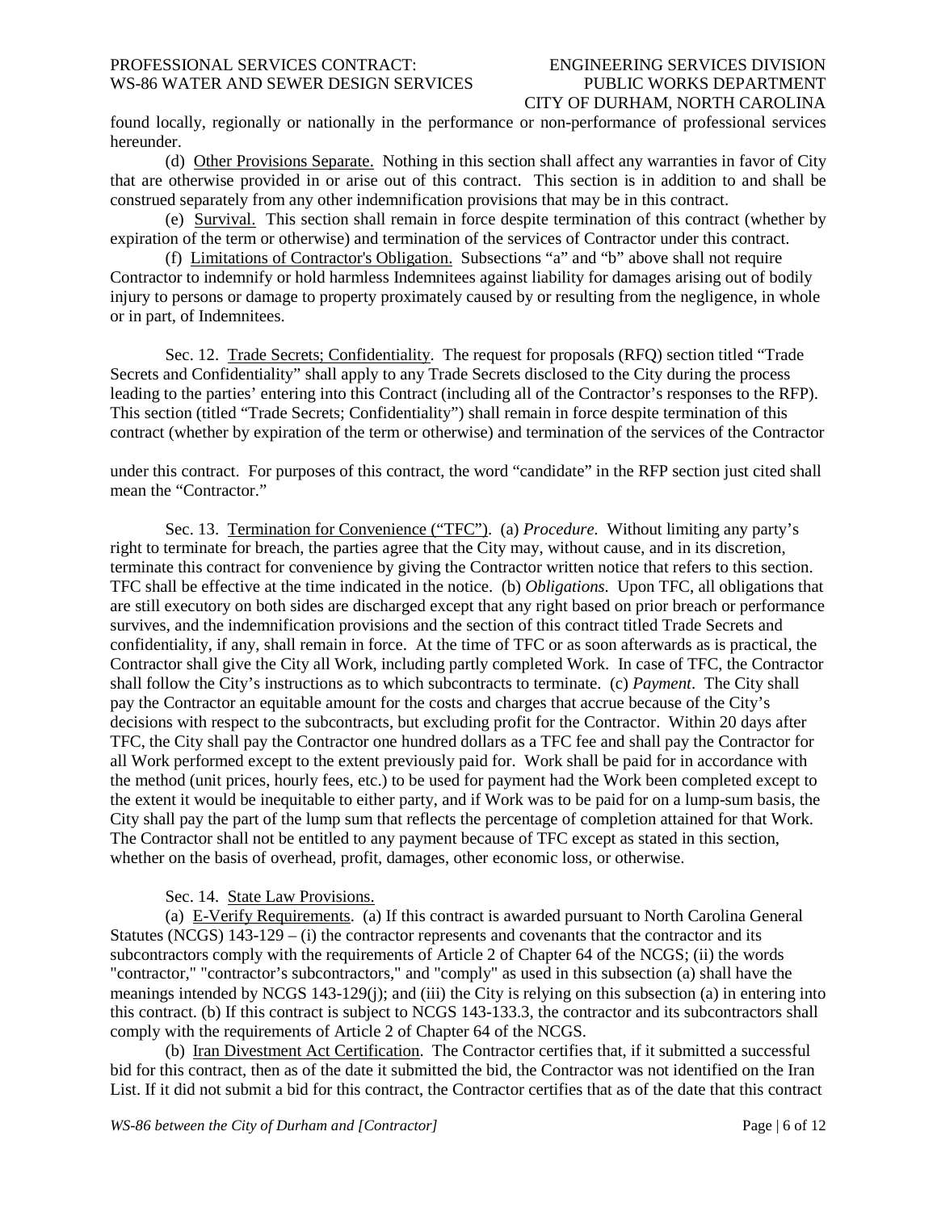found locally, regionally or nationally in the performance or non-performance of professional services hereunder.

(d) Other Provisions Separate. Nothing in this section shall affect any warranties in favor of City that are otherwise provided in or arise out of this contract. This section is in addition to and shall be construed separately from any other indemnification provisions that may be in this contract.

(e) Survival. This section shall remain in force despite termination of this contract (whether by expiration of the term or otherwise) and termination of the services of Contractor under this contract.

(f) Limitations of Contractor's Obligation. Subsections "a" and "b" above shall not require Contractor to indemnify or hold harmless Indemnitees against liability for damages arising out of bodily injury to persons or damage to property proximately caused by or resulting from the negligence, in whole or in part, of Indemnitees.

Sec. 12. Trade Secrets; Confidentiality. The request for proposals (RFQ) section titled "Trade Secrets and Confidentiality" shall apply to any Trade Secrets disclosed to the City during the process leading to the parties' entering into this Contract (including all of the Contractor's responses to the RFP). This section (titled "Trade Secrets; Confidentiality") shall remain in force despite termination of this contract (whether by expiration of the term or otherwise) and termination of the services of the Contractor under this contract. For purposes of this contract, the word "candidate" in the RFP section just cited shall mean the "Contractor."

Sec. 13. Termination for Convenience ("TFC"). (a) *Procedure.* Without limiting any party's right to terminate for breach, the parties agree that the City may, without cause, and in its discretion, terminate this contract for convenience by giving the Contractor written notice that refers to this section. TFC shall be effective at the time indicated in the notice. (b) *Obligations*. Upon TFC, all obligations that are still executory on both sides are discharged except that any right based on prior breach or performance survives, and the indemnification provisions and the section of this contract titled Trade Secrets and confidentiality, if any, shall remain in force. At the time of TFC or as soon afterwards as is practical, the Contractor shall give the City all Work, including partly completed Work. In case of TFC, the Contractor shall follow the City's instructions as to which subcontracts to terminate. (c) *Payment*. The City shall pay the Contractor an equitable amount for the costs and charges that accrue because of the City's decisions with respect to the subcontracts, but excluding profit for the Contractor. Within 20 days after TFC, the City shall pay the Contractor one hundred dollars as a TFC fee and shall pay the Contractor for all Work performed except to the extent previously paid for. Work shall be paid for in accordance with the method (unit prices, hourly fees, etc.) to be used for payment had the Work been completed except to the extent it would be inequitable to either party, and if Work was to be paid for on a lump-sum basis, the City shall pay the part of the lump sum that reflects the percentage of completion attained for that Work. The Contractor shall not be entitled to any payment because of TFC except as stated in this section, whether on the basis of overhead, profit, damages, other economic loss, or otherwise.

Sec. 14. State Law Provisions.

(a) E-Verify Requirements. (a) If this contract is awarded pursuant to North Carolina General Statutes (NCGS) 143-129 – (i) the contractor represents and covenants that the contractor and its subcontractors comply with the requirements of Article 2 of Chapter 64 of the NCGS; (ii) the words "contractor," "contractor's subcontractors," and "comply" as used in this subsection (a) shall have the meanings intended by NCGS 143-129(j); and (iii) the City is relying on this subsection (a) in entering into this contract. (b) If this contract is subject to NCGS 143-133.3, the contractor and its subcontractors shall comply with the requirements of Article 2 of Chapter 64 of the NCGS.

(b) Iran Divestment Act Certification. The Contractor certifies that, if it submitted a successful bid for this contract, then as of the date it submitted the bid, the Contractor was not identified on the Iran List. If it did not submit a bid for this contract, the Contractor certifies that as of the date that this contract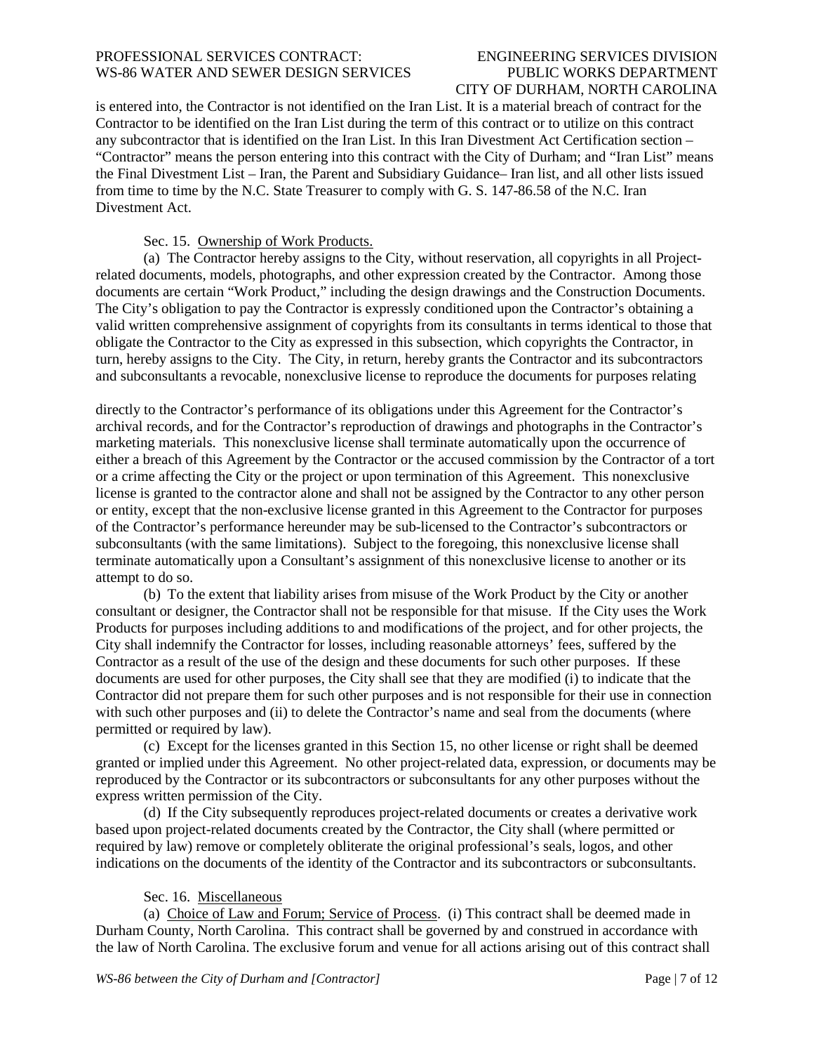is entered into, the Contractor is not identified on the Iran List. It is a material breach of contract for the Contractor to be identified on the Iran List during the term of this contract or to utilize on this contract any subcontractor that is identified on the Iran List. In this Iran Divestment Act Certification section – "Contractor" means the person entering into this contract with the City of Durham; and "Iran List" means the Final Divestment List – Iran, the Parent and Subsidiary Guidance– Iran list, and all other lists issued from time to time by the N.C. State Treasurer to comply with G. S. 147-86.58 of the N.C. Iran Divestment Act.

Sec. 15. Ownership of Work Products.

(a) The Contractor hereby assigns to the City, without reservation, all copyrights in all Project-related documents, models, photographs, and other expression created by the Contractor. Among those documents are certain "Work Product," including the design drawings and the Construction Documents. The City's obligation to pay the Contractor is expressly conditioned upon the Contractor's obtaining a valid written comprehensive assignment of copyrights from its consultants in terms identical to those that obligate the Contractor to the City as expressed in this subsection, which copyrights the Contractor, in turn, hereby assigns to the City. The City, in return, hereby grants the Contractor and its subcontractors and subconsultants a revocable, nonexclusive license to reproduce the documents for purposes relating directly to the Contractor's performance of its obligations under this Agreement for the Contractor's archival records, and for the Contractor's reproduction of drawings and photographs in the Contractor's marketing materials. This nonexclusive license shall terminate automatically upon the occurrence of either a breach of this Agreement by the Contractor or the accused commission by the Contractor of a tort or a crime affecting the City or the project or upon termination of this Agreement. This nonexclusive license is granted to the contractor alone and shall not be assigned by the Contractor to any other person or entity, except that the non-exclusive license granted in this Agreement to the Contractor for purposes of the Contractor's performance hereunder may be sub-licensed to the Contractor's subcontractors or subconsultants (with the same limitations). Subject to the foregoing, this nonexclusive license shall terminate automatically upon a Consultant's assignment of this nonexclusive license to another or its attempt to do so.

(b) To the extent that liability arises from misuse of the Work Product by the City or another consultant or designer, the Contractor shall not be responsible for that misuse. If the City uses the Work Products for purposes including additions to and modifications of the project, and for other projects, the City shall indemnify the Contractor for losses, including reasonable attorneys' fees, suffered by the Contractor as a result of the use of the design and these documents for such other purposes. If these documents are used for other purposes, the City shall see that they are modified (i) to indicate that the Contractor did not prepare them for such other purposes and is not responsible for their use in connection with such other purposes and (ii) to delete the Contractor's name and seal from the documents (where permitted or required by law).

(c) Except for the licenses granted in this Section 15, no other license or right shall be deemed granted or implied under this Agreement. No other project-related data, expression, or documents may be reproduced by the Contractor or its subcontractors or subconsultants for any other purposes without the express written permission of the City.

(d) If the City subsequently reproduces project-related documents or creates a derivative work based upon project-related documents created by the Contractor, the City shall (where permitted or required by law) remove or completely obliterate the original professional's seals, logos, and other indications on the documents of the identity of the Contractor and its subcontractors or subconsultants.

Sec. 16. Miscellaneous

(a) Choice of Law and Forum; Service of Process. (i) This contract shall be deemed made in Durham County, North Carolina. This contract shall be governed by and construed in accordance with the law of North Carolina. The exclusive forum and venue for all actions arising out of this contract shall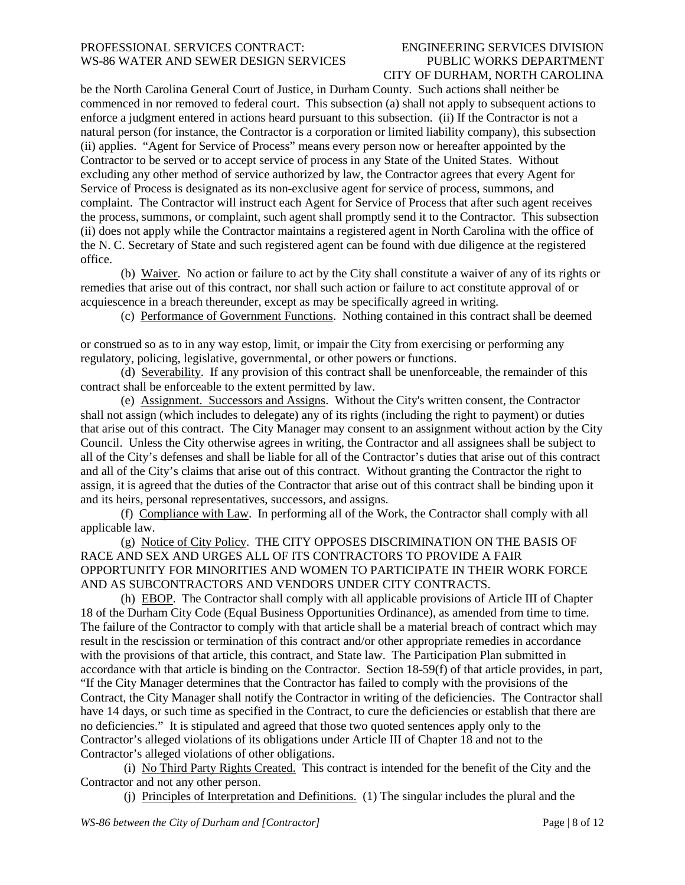be the North Carolina General Court of Justice, in Durham County. Such actions shall neither be commenced in nor removed to federal court. This subsection (a) shall not apply to subsequent actions to enforce a judgment entered in actions heard pursuant to this subsection. (ii) If the Contractor is not a natural person (for instance, the Contractor is a corporation or limited liability company), this subsection (ii) applies. "Agent for Service of Process" means every person now or hereafter appointed by the Contractor to be served or to accept service of process in any State of the United States. Without excluding any other method of service authorized by law, the Contractor agrees that every Agent for Service of Process is designated as its non-exclusive agent for service of process, summons, and complaint. The Contractor will instruct each Agent for Service of Process that after such agent receives the process, summons, or complaint, such agent shall promptly send it to the Contractor. This subsection (ii) does not apply while the Contractor maintains a registered agent in North Carolina with the office of the N. C. Secretary of State and such registered agent can be found with due diligence at the registered office.

(b) Waiver. No action or failure to act by the City shall constitute a waiver of any of its rights or remedies that arise out of this contract, nor shall such action or failure to act constitute approval of or acquiescence in a breach thereunder, except as may be specifically agreed in writing.

(c) Performance of Government Functions. Nothing contained in this contract shall be deemed or construed so as to in any way estop, limit, or impair the City from exercising or performing any regulatory, policing, legislative, governmental, or other powers or functions.

(d) Severability. If any provision of this contract shall be unenforceable, the remainder of this contract shall be enforceable to the extent permitted by law.

(e) Assignment. Successors and Assigns. Without the City's written consent, the Contractor shall not assign (which includes to delegate) any of its rights (including the right to payment) or duties that arise out of this contract. The City Manager may consent to an assignment without action by the City Council. Unless the City otherwise agrees in writing, the Contractor and all assignees shall be subject to all of the City's defenses and shall be liable for all of the Contractor's duties that arise out of this contract and all of the City's claims that arise out of this contract. Without granting the Contractor the right to assign, it is agreed that the duties of the Contractor that arise out of this contract shall be binding upon it and its heirs, personal representatives, successors, and assigns.

(f) Compliance with Law. In performing all of the Work, the Contractor shall comply with all applicable law.

(g) Notice of City Policy. THE CITY OPPOSES DISCRIMINATION ON THE BASIS OF RACE AND SEX AND URGES ALL OF ITS CONTRACTORS TO PROVIDE A FAIR OPPORTUNITY FOR MINORITIES AND WOMEN TO PARTICIPATE IN THEIR WORK FORCE AND AS SUBCONTRACTORS AND VENDORS UNDER CITY CONTRACTS.

(h) EBOP. The Contractor shall comply with all applicable provisions of Article III of Chapter 18 of the Durham City Code (Equal Business Opportunities Ordinance), as amended from time to time. The failure of the Contractor to comply with that article shall be a material breach of contract which may result in the rescission or termination of this contract and/or other appropriate remedies in accordance with the provisions of that article, this contract, and State law. The Participation Plan submitted in accordance with that article is binding on the Contractor. Section 18-59(f) of that article provides, in part, "If the City Manager determines that the Contractor has failed to comply with the provisions of the Contract, the City Manager shall notify the Contractor in writing of the deficiencies. The Contractor shall have 14 days, or such time as specified in the Contract, to cure the deficiencies or establish that there are no deficiencies." It is stipulated and agreed that those two quoted sentences apply only to the Contractor's alleged violations of its obligations under Article III of Chapter 18 and not to the Contractor's alleged violations of other obligations.

(i) No Third Party Rights Created. This contract is intended for the benefit of the City and the Contractor and not any other person.

(j) Principles of Interpretation and Definitions. (1) The singular includes the plural and the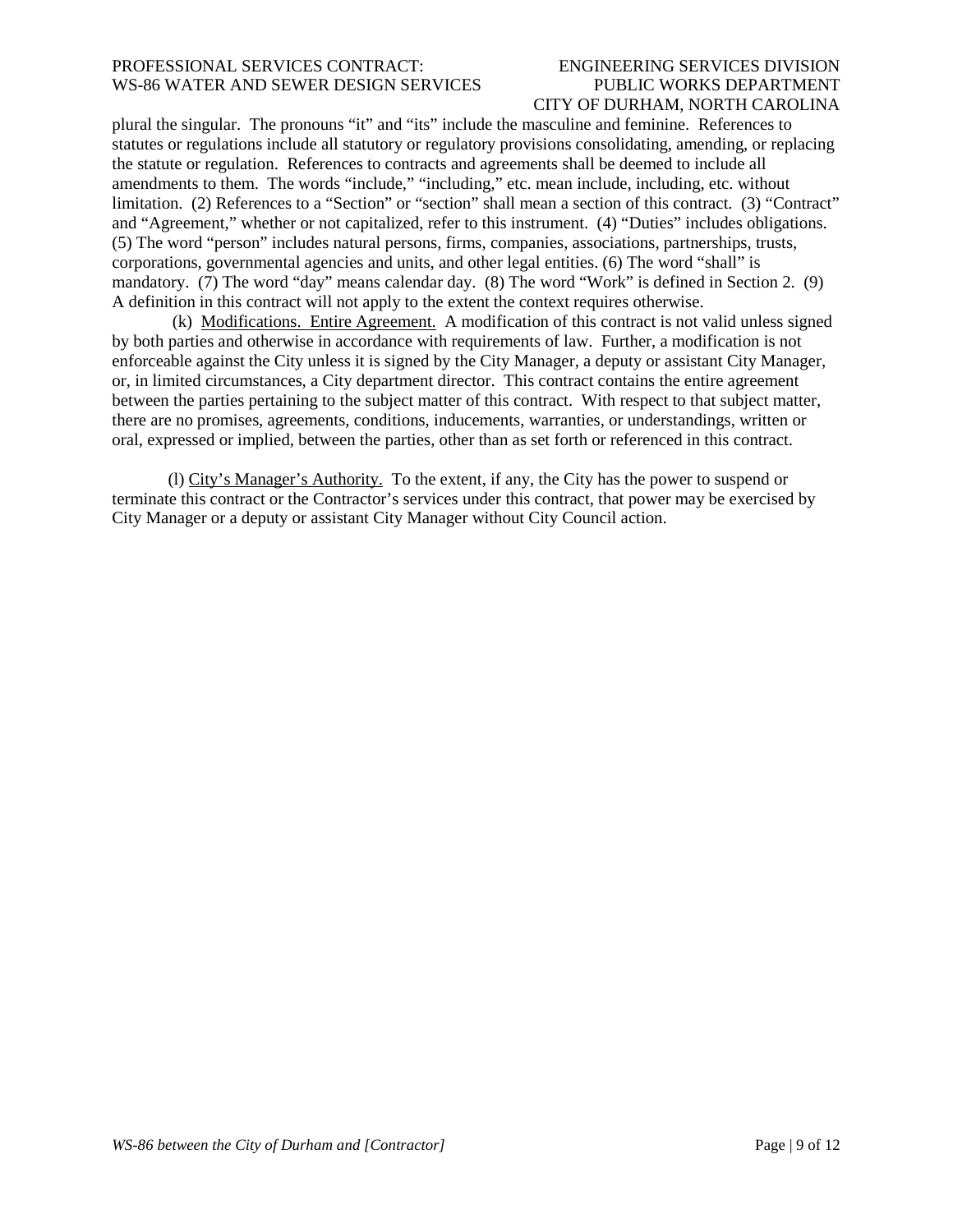plural the singular. The pronouns "it" and "its" include the masculine and feminine. References to statutes or regulations include all statutory or regulatory provisions consolidating, amending, or replacing the statute or regulation. References to contracts and agreements shall be deemed to include all amendments to them. The words "include," "including," etc. mean include, including, etc. without limitation. (2) References to a "Section" or "section" shall mean a section of this contract. (3) "Contract" and "Agreement," whether or not capitalized, refer to this instrument. (4) "Duties" includes obligations. (5) The word "person" includes natural persons, firms, companies, associations, partnerships, trusts, corporations, governmental agencies and units, and other legal entities. (6) The word "shall" is mandatory. (7) The word "day" means calendar day. (8) The word "Work" is defined in Section 2. (9) A definition in this contract will not apply to the extent the context requires otherwise.

(k) Modifications. Entire Agreement. A modification of this contract is not valid unless signed by both parties and otherwise in accordance with requirements of law. Further, a modification is not enforceable against the City unless it is signed by the City Manager, a deputy or assistant City Manager, or, in limited circumstances, a City department director. This contract contains the entire agreement between the parties pertaining to the subject matter of this contract. With respect to that subject matter, there are no promises, agreements, conditions, inducements, warranties, or understandings, written or oral, expressed or implied, between the parties, other than as set forth or referenced in this contract.

(l) City's Manager's Authority. To the extent, if any, the City has the power to suspend or terminate this contract or the Contractor's services under this contract, that power may be exercised by City Manager or a deputy or assistant City Manager without City Council action.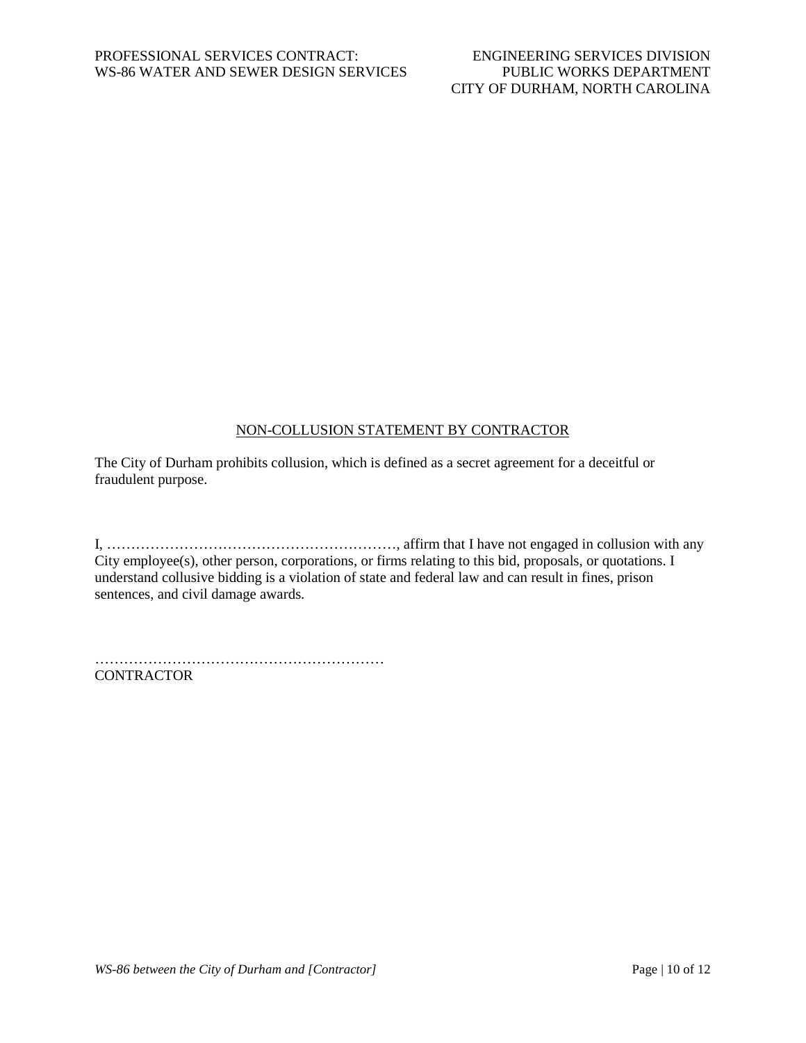## NON-COLLUSION STATEMENT BY CONTRACTOR

The City of Durham prohibits collusion, which is defined as a secret agreement for a deceitful or fraudulent purpose.

I, ……………………………………………………, affirm that I have not engaged in collusion with any City employee(s), other person, corporations, or firms relating to this bid, proposals, or quotations. I understand collusive bidding is a violation of state and federal law and can result in fines, prison sentences, and civil damage awards.

……………………………………………………
CONTRACTOR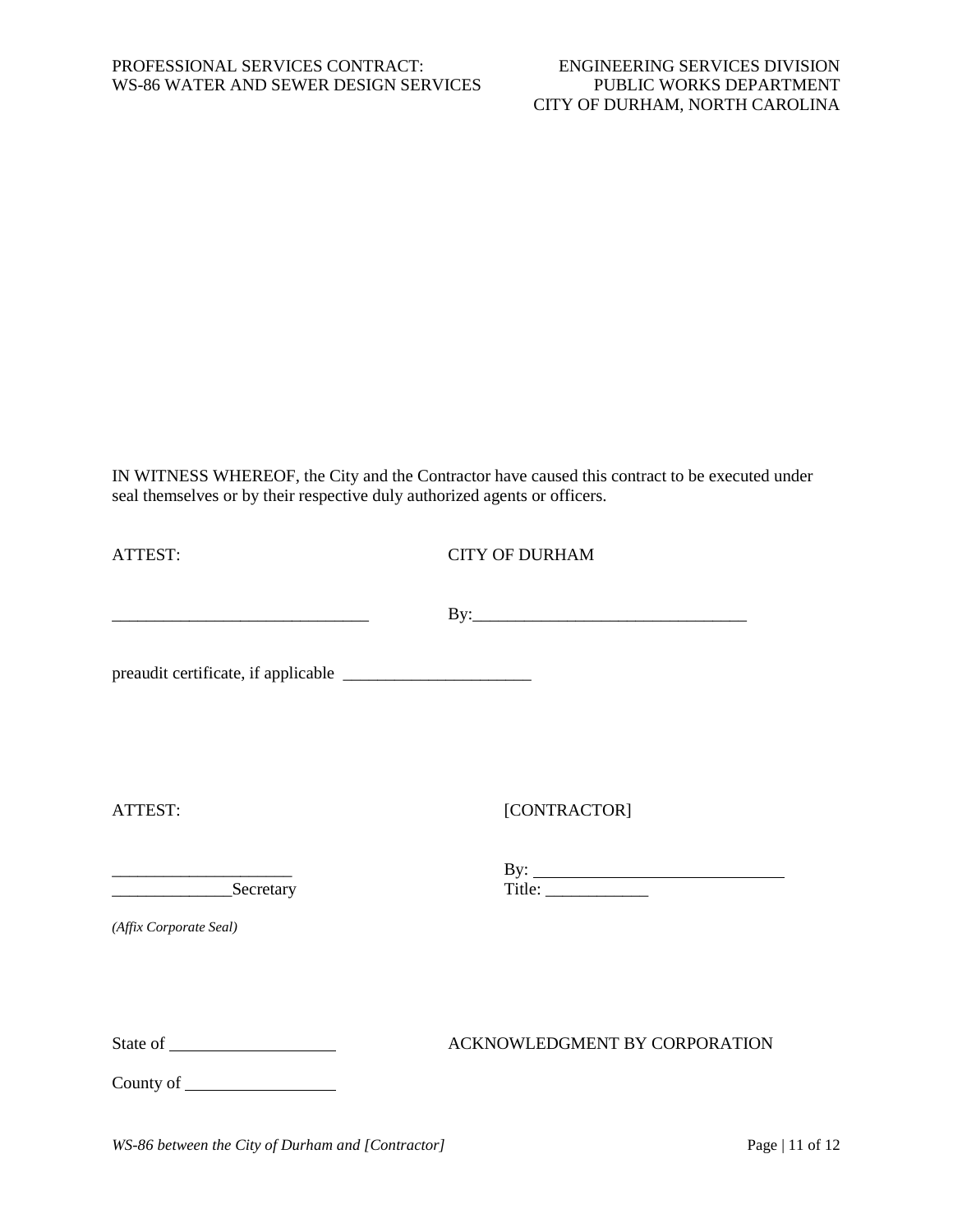IN WITNESS WHEREOF, the City and the Contractor have caused this contract to be executed under seal themselves or by their respective duly authorized agents or officers.

ATTEST: CITY OF DURHAM

______________________________ By:________________________________

preaudit certificate, if applicable ______________________

ATTEST: [CONTRACTOR]

_____________________ By: _____________________________

______________Secretary Title: ____________

*(Affix Corporate Seal)*

State of ___________________ ACKNOWLEDGMENT BY CORPORATION

County of _________________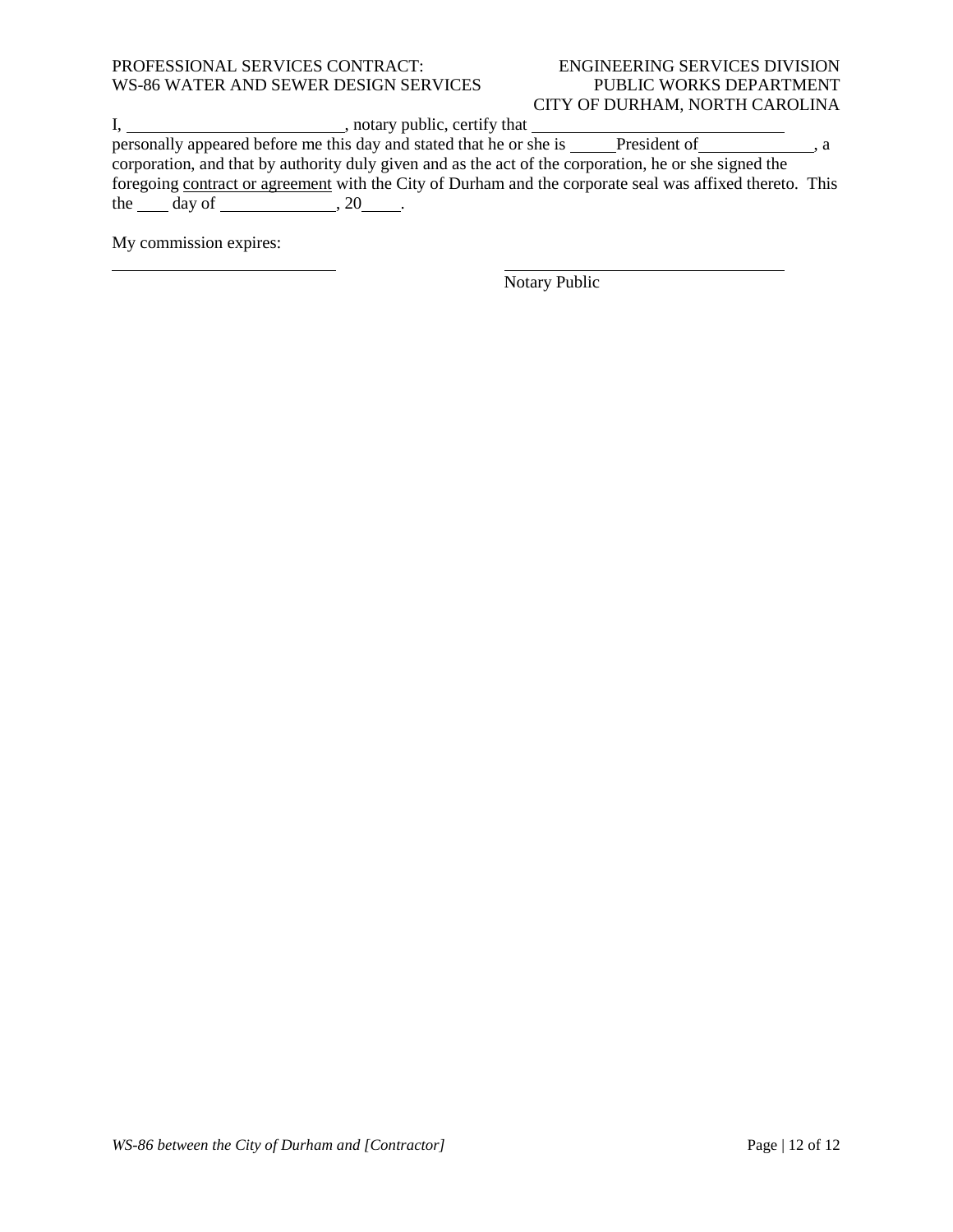I, \_\_\_\_\_\_\_\_\_\_\_\_\_\_\_\_\_\_\_\_\_\_\_\_\_\_, notary public, certify that \_\_\_\_\_\_\_\_\_\_\_\_\_\_\_\_\_\_\_\_\_\_\_\_\_\_\_\_\_\_ personally appeared before me this day and stated that he or she is \_\_\_\_\_President of\_\_\_\_\_\_\_\_\_\_\_\_\_\_, a corporation, and that by authority duly given and as the act of the corporation, he or she signed the foregoing contract or agreement with the City of Durham and the corporate seal was affixed thereto. This the \_\_\_\_ day of \_\_\_\_\_\_\_\_\_\_\_\_\_\_, 20\_\_\_\_\_.

My commission expires:

\_\_\_\_\_\_\_\_\_\_\_\_\_\_\_\_\_\_\_\_\_\_\_\_\_\_\_\_ \_\_\_\_\_\_\_\_\_\_\_\_\_\_\_\_\_\_\_\_\_\_\_\_\_\_\_\_\_\_\_\_\_\_\_

Notary Public